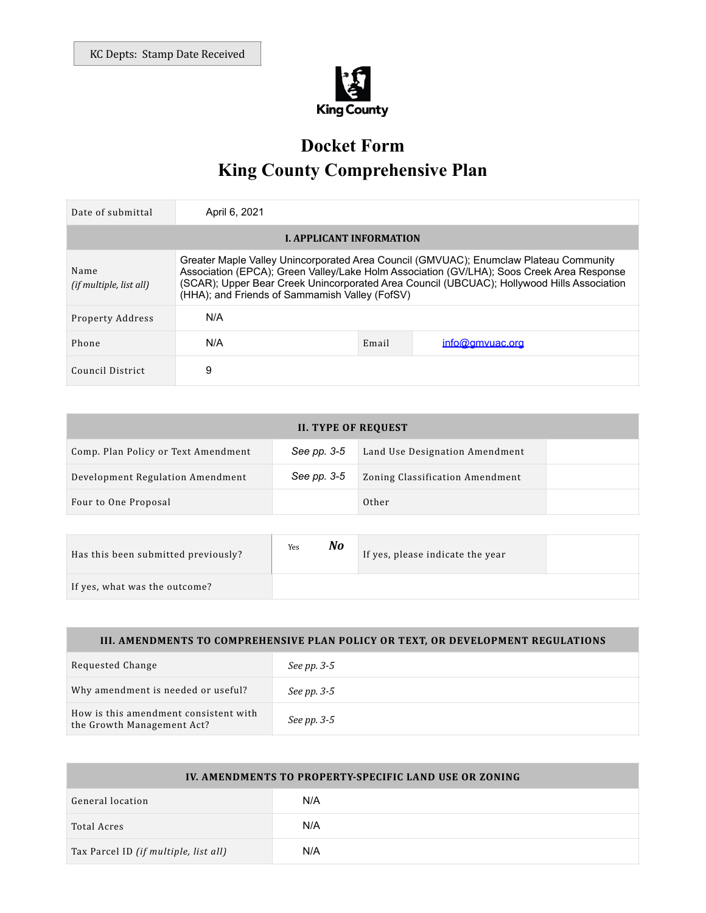KC Depts: Stamp Date Received

King County

# Docket Form
# King County Comprehensive Plan

| Date of submittal | April 6, 2021 | | |
|---|---|---|---|
| **I. APPLICANT INFORMATION** | | | |
| Name *(if multiple, list all)* | Greater Maple Valley Unincorporated Area Council (GMVUAC); Enumclaw Plateau Community Association (EPCA); Green Valley/Lake Holm Association (GV/LHA); Soos Creek Area Response (SCAR); Upper Bear Creek Unincorporated Area Council (UBCUAC); Hollywood Hills Association (HHA); and Friends of Sammamish Valley (FofSV) | | |
| Property Address | N/A | | |
| Phone | N/A | Email | info@gmvuac.org |
| Council District | 9 | | |

| **II. TYPE OF REQUEST** | | | |
|---|---|---|---|
| Comp. Plan Policy or Text Amendment | *See pp. 3-5* | Land Use Designation Amendment | |
| Development Regulation Amendment | *See pp. 3-5* | Zoning Classification Amendment | |
| Four to One Proposal | | Other | |

| Has this been submitted previously? | Yes ***No*** | If yes, please indicate the year | |
|---|---|---|---|
| If yes, what was the outcome? | | | |

| **III. AMENDMENTS TO COMPREHENSIVE PLAN POLICY OR TEXT, OR DEVELOPMENT REGULATIONS** | |
|---|---|
| Requested Change | *See pp. 3-5* |
| Why amendment is needed or useful? | *See pp. 3-5* |
| How is this amendment consistent with the Growth Management Act? | *See pp. 3-5* |

| **IV. AMENDMENTS TO PROPERTY-SPECIFIC LAND USE OR ZONING** | |
|---|---|
| General location | N/A |
| Total Acres | N/A |
| Tax Parcel ID *(if multiple, list all)* | N/A |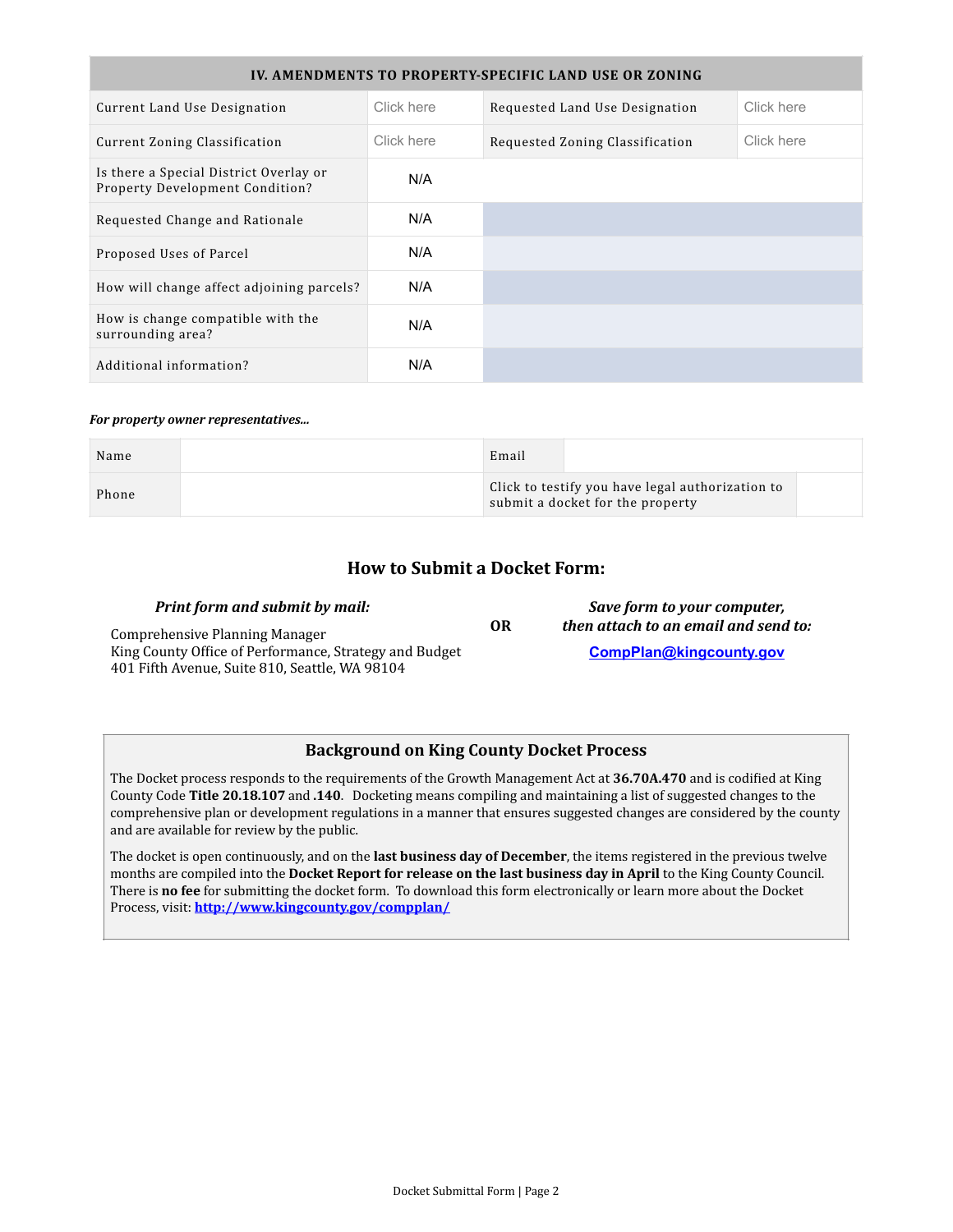| IV. AMENDMENTS TO PROPERTY-SPECIFIC LAND USE OR ZONING | | | |
|---|---|---|---|
| Current Land Use Designation | Click here | Requested Land Use Designation | Click here |
| Current Zoning Classification | Click here | Requested Zoning Classification | Click here |
| Is there a Special District Overlay or Property Development Condition? | N/A | | |
| Requested Change and Rationale | N/A | | |
| Proposed Uses of Parcel | N/A | | |
| How will change affect adjoining parcels? | N/A | | |
| How is change compatible with the surrounding area? | N/A | | |
| Additional information? | N/A | | |

***For property owner representatives...***

| Name | | Email | |
|---|---|---|---|
| Phone | | Click to testify you have legal authorization to submit a docket for the property | |

## How to Submit a Docket Form:

***Print form and submit by mail:***

Comprehensive Planning Manager
King County Office of Performance, Strategy and Budget
401 Fifth Avenue, Suite 810, Seattle, WA 98104

**OR**

***Save form to your computer, then attach to an email and send to:***

**CompPlan@kingcounty.gov**

## Background on King County Docket Process

The Docket process responds to the requirements of the Growth Management Act at **36.70A.470** and is codified at King County Code **Title 20.18.107** and **.140**. Docketing means compiling and maintaining a list of suggested changes to the comprehensive plan or development regulations in a manner that ensures suggested changes are considered by the county and are available for review by the public.

The docket is open continuously, and on the **last business day of December**, the items registered in the previous twelve months are compiled into the **Docket Report for release on the last business day in April** to the King County Council. There is **no fee** for submitting the docket form. To download this form electronically or learn more about the Docket Process, visit: **http://www.kingcounty.gov/compplan/**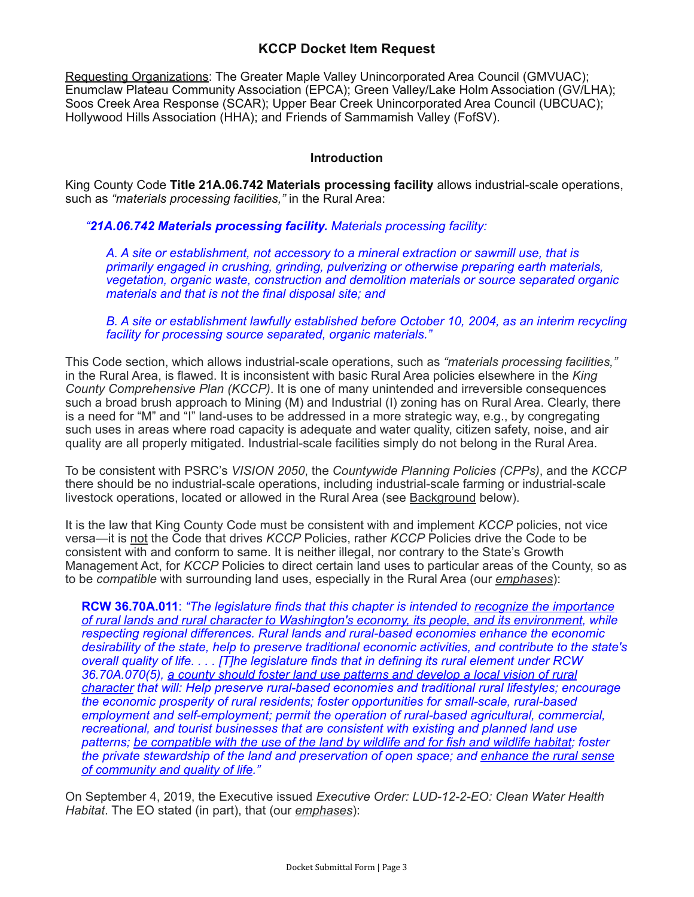## KCCP Docket Item Request

<u>Requesting Organizations</u>: The Greater Maple Valley Unincorporated Area Council (GMVUAC); Enumclaw Plateau Community Association (EPCA); Green Valley/Lake Holm Association (GV/LHA); Soos Creek Area Response (SCAR); Upper Bear Creek Unincorporated Area Council (UBCUAC); Hollywood Hills Association (HHA); and Friends of Sammamish Valley (FofSV).

### Introduction

King County Code **Title 21A.06.742 Materials processing facility** allows industrial-scale operations, such as *"materials processing facilities,"* in the Rural Area:

> *"**21A.06.742 Materials processing facility.** Materials processing facility:*
>
> *A. A site or establishment, not accessory to a mineral extraction or sawmill use, that is primarily engaged in crushing, grinding, pulverizing or otherwise preparing earth materials, vegetation, organic waste, construction and demolition materials or source separated organic materials and that is not the final disposal site; and*
>
> *B. A site or establishment lawfully established before October 10, 2004, as an interim recycling facility for processing source separated, organic materials."*

This Code section, which allows industrial-scale operations, such as *"materials processing facilities,"* in the Rural Area, is flawed. It is inconsistent with basic Rural Area policies elsewhere in the *King County Comprehensive Plan (KCCP)*. It is one of many unintended and irreversible consequences such a broad brush approach to Mining (M) and Industrial (I) zoning has on Rural Area. Clearly, there is a need for "M" and "I" land-uses to be addressed in a more strategic way, e.g., by congregating such uses in areas where road capacity is adequate and water quality, citizen safety, noise, and air quality are all properly mitigated. Industrial-scale facilities simply do not belong in the Rural Area.

To be consistent with PSRC's *VISION 2050*, the *Countywide Planning Policies (CPPs)*, and the *KCCP* there should be no industrial-scale operations, including industrial-scale farming or industrial-scale livestock operations, located or allowed in the Rural Area (see <u>Background</u> below).

It is the law that King County Code must be consistent with and implement *KCCP* policies, not vice versa—it is <u>not</u> the Code that drives *KCCP* Policies, rather *KCCP* Policies drive the Code to be consistent with and conform to same. It is neither illegal, nor contrary to the State's Growth Management Act, for *KCCP* Policies to direct certain land uses to particular areas of the County, so as to be *compatible* with surrounding land uses, especially in the Rural Area (our *<u>emphases</u>*):

> **RCW 36.70A.011**: *"The legislature finds that this chapter is intended to <u>recognize the importance of rural lands and rural character to Washington's economy, its people, and its environment</u>, while respecting regional differences. Rural lands and rural-based economies enhance the economic desirability of the state, help to preserve traditional economic activities, and contribute to the state's overall quality of life. . . . [T]he legislature finds that in defining its rural element under RCW 36.70A.070(5), <u>a county should foster land use patterns and develop a local vision of rural character</u> that will: Help preserve rural-based economies and traditional rural lifestyles; encourage the economic prosperity of rural residents; foster opportunities for small-scale, rural-based employment and self-employment; permit the operation of rural-based agricultural, commercial, recreational, and tourist businesses that are consistent with existing and planned land use patterns; <u>be compatible with the use of the land by wildlife and for fish and wildlife habitat</u>; foster the private stewardship of the land and preservation of open space; and <u>enhance the rural sense of community and quality of life</u>."*

On September 4, 2019, the Executive issued *Executive Order: LUD-12-2-EO: Clean Water Health Habitat*. The EO stated (in part), that (our *<u>emphases</u>*):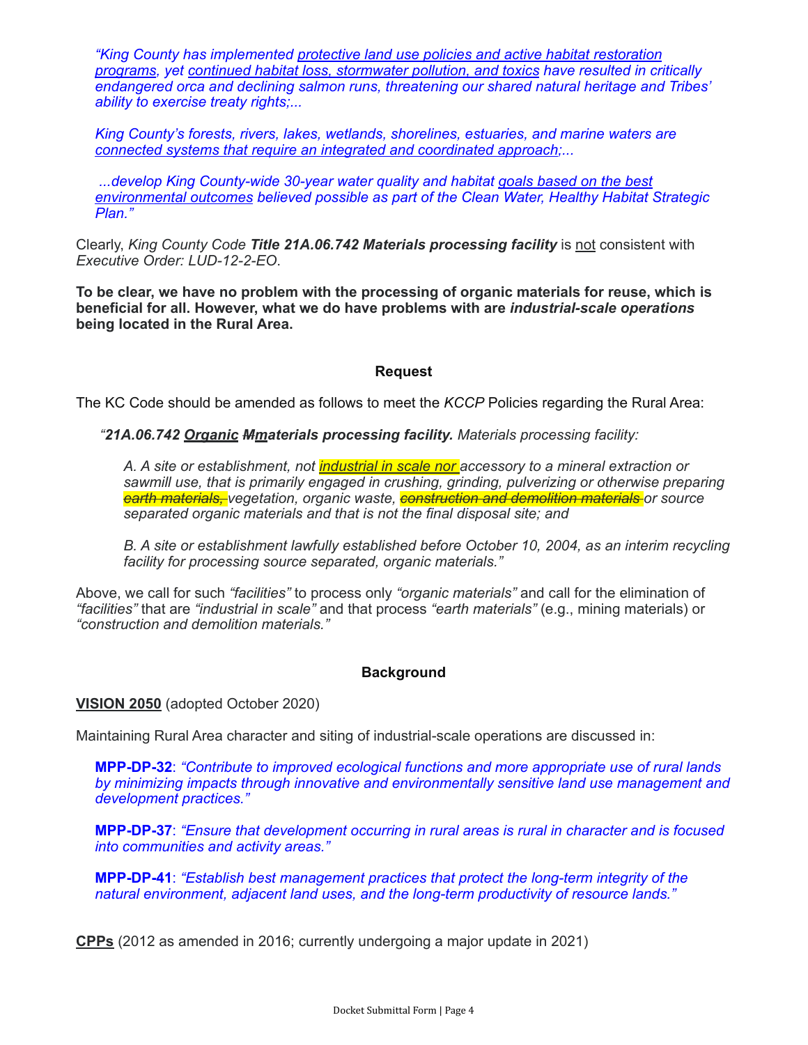*"King County has implemented <u>protective land use policies and active habitat restoration programs</u>, yet <u>continued habitat loss, stormwater pollution, and toxics</u> have resulted in critically endangered orca and declining salmon runs, threatening our shared natural heritage and Tribes' ability to exercise treaty rights;...*

*King County's forests, rivers, lakes, wetlands, shorelines, estuaries, and marine waters are <u>connected systems that require an integrated and coordinated approach</u>;...*

*...develop King County-wide 30-year water quality and habitat <u>goals based on the best environmental outcomes</u> believed possible as part of the Clean Water, Healthy Habitat Strategic Plan."*

Clearly, *King County Code **Title 21A.06.742 Materials processing facility*** is <u>not</u> consistent with *Executive Order: LUD-12-2-EO*.

**To be clear, we have no problem with the processing of organic materials for reuse, which is beneficial for all. However, what we do have problems with are *industrial-scale operations* being located in the Rural Area.**

**Request**

The KC Code should be amended as follows to meet the *KCCP* Policies regarding the Rural Area:

*"**21A.06.742 <u>Organic</u> ~~M~~<u>m</u>aterials processing facility.** Materials processing facility:*

*A. A site or establishment, not <u>industrial in scale nor</u> accessory to a mineral extraction or sawmill use, that is primarily engaged in crushing, grinding, pulverizing or otherwise preparing ~~earth materials,~~ vegetation, organic waste, ~~construction and demolition materials~~ or source separated organic materials and that is not the final disposal site; and*

*B. A site or establishment lawfully established before October 10, 2004, as an interim recycling facility for processing source separated, organic materials."*

Above, we call for such *"facilities"* to process only *"organic materials"* and call for the elimination of *"facilities"* that are *"industrial in scale"* and that process *"earth materials"* (e.g., mining materials) or *"construction and demolition materials."*

**Background**

**<u>VISION 2050</u>** (adopted October 2020)

Maintaining Rural Area character and siting of industrial-scale operations are discussed in:

**MPP-DP-32**: *"Contribute to improved ecological functions and more appropriate use of rural lands by minimizing impacts through innovative and environmentally sensitive land use management and development practices."*

**MPP-DP-37**: *"Ensure that development occurring in rural areas is rural in character and is focused into communities and activity areas."*

**MPP-DP-41**: *"Establish best management practices that protect the long-term integrity of the natural environment, adjacent land uses, and the long-term productivity of resource lands."*

**<u>CPPs</u>** (2012 as amended in 2016; currently undergoing a major update in 2021)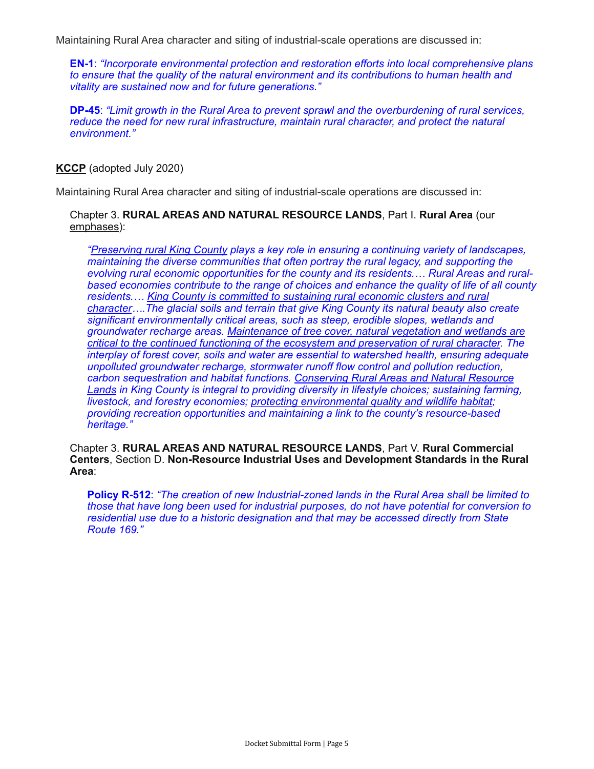Maintaining Rural Area character and siting of industrial-scale operations are discussed in:

> **EN-1**: *"Incorporate environmental protection and restoration efforts into local comprehensive plans to ensure that the quality of the natural environment and its contributions to human health and vitality are sustained now and for future generations."*
>
> **DP-45**: *"Limit growth in the Rural Area to prevent sprawl and the overburdening of rural services, reduce the need for new rural infrastructure, maintain rural character, and protect the natural environment."*

<u>**KCCP**</u> (adopted July 2020)

Maintaining Rural Area character and siting of industrial-scale operations are discussed in:

> Chapter 3. **RURAL AREAS AND NATURAL RESOURCE LANDS**, Part I. **Rural Area** (our <u>emphases</u>):
>
> > *"<u>Preserving rural King County</u> plays a key role in ensuring a continuing variety of landscapes, maintaining the diverse communities that often portray the rural legacy, and supporting the evolving rural economic opportunities for the county and its residents.… Rural Areas and rural-based economies contribute to the range of choices and enhance the quality of life of all county residents.… <u>King County is committed to sustaining rural economic clusters and rural character</u>….The glacial soils and terrain that give King County its natural beauty also create significant environmentally critical areas, such as steep, erodible slopes, wetlands and groundwater recharge areas. <u>Maintenance of tree cover, natural vegetation and wetlands are critical to the continued functioning of the ecosystem and preservation of rural character</u>. The interplay of forest cover, soils and water are essential to watershed health, ensuring adequate unpolluted groundwater recharge, stormwater runoff flow control and pollution reduction, carbon sequestration and habitat functions. <u>Conserving Rural Areas and Natural Resource Lands</u> in King County is integral to providing diversity in lifestyle choices; sustaining farming, livestock, and forestry economies; <u>protecting environmental quality and wildlife habitat</u>; providing recreation opportunities and maintaining a link to the county's resource-based heritage."*
>
> Chapter 3. **RURAL AREAS AND NATURAL RESOURCE LANDS**, Part V. **Rural Commercial Centers**, Section D. **Non-Resource Industrial Uses and Development Standards in the Rural Area**:
>
> > **Policy R-512**: *"The creation of new Industrial-zoned lands in the Rural Area shall be limited to those that have long been used for industrial purposes, do not have potential for conversion to residential use due to a historic designation and that may be accessed directly from State Route 169."*